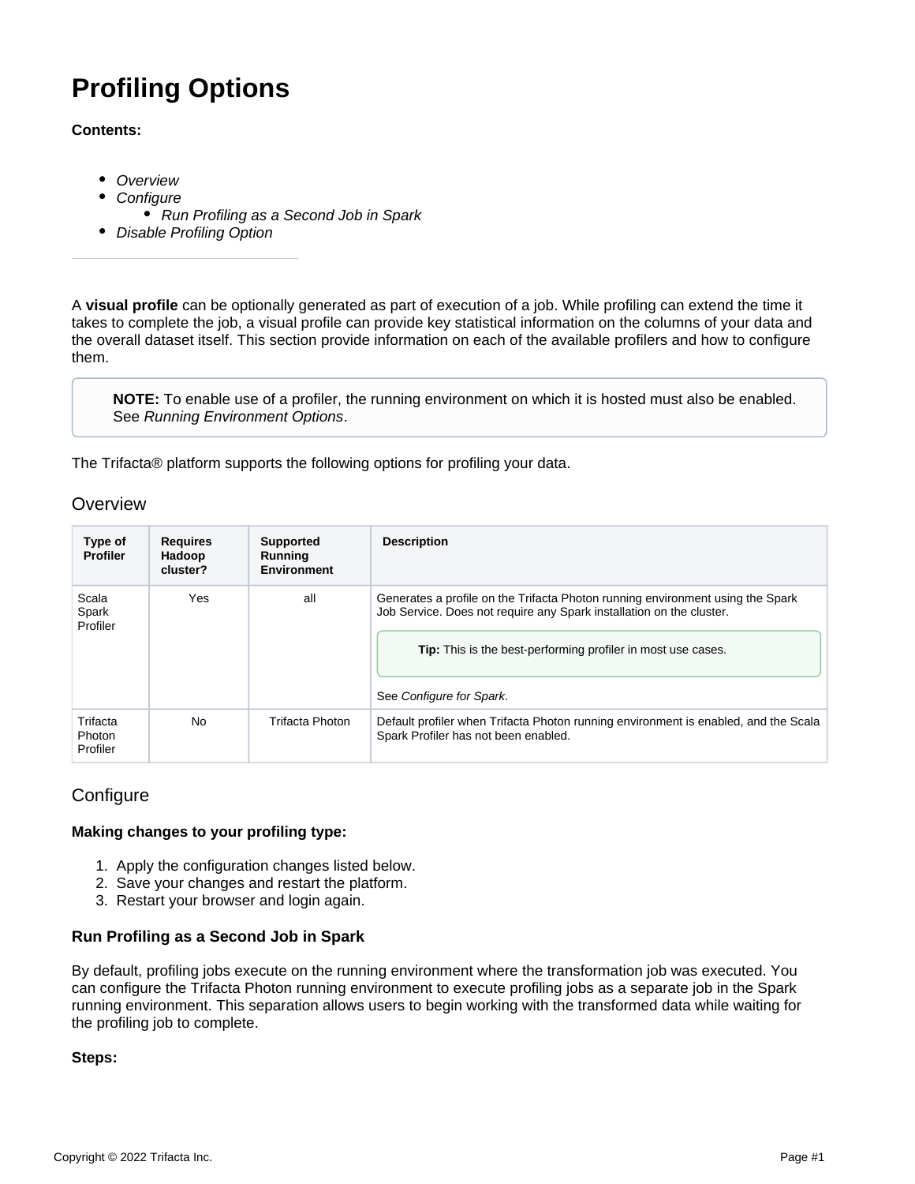# Profiling Options

**Contents:**

- *Overview*
- *Configure*
  - *Run Profiling as a Second Job in Spark*
- *Disable Profiling Option*

---

A **visual profile** can be optionally generated as part of execution of a job. While profiling can extend the time it takes to complete the job, a visual profile can provide key statistical information on the columns of your data and the overall dataset itself. This section provide information on each of the available profilers and how to configure them.

> **NOTE:** To enable use of a profiler, the running environment on which it is hosted must also be enabled. See *Running Environment Options*.

The Trifacta® platform supports the following options for profiling your data.

## Overview

| Type of Profiler | Requires Hadoop cluster? | Supported Running Environment | Description |
| --- | --- | --- | --- |
| Scala Spark Profiler | Yes | all | Generates a profile on the Trifacta Photon running environment using the Spark Job Service. Does not require any Spark installation on the cluster. **Tip:** This is the best-performing profiler in most use cases. See *Configure for Spark*. |
| Trifacta Photon Profiler | No | Trifacta Photon | Default profiler when Trifacta Photon running environment is enabled, and the Scala Spark Profiler has not been enabled. |

## Configure

**Making changes to your profiling type:**

1. Apply the configuration changes listed below.
2. Save your changes and restart the platform.
3. Restart your browser and login again.

### Run Profiling as a Second Job in Spark

By default, profiling jobs execute on the running environment where the transformation job was executed. You can configure the Trifacta Photon running environment to execute profiling jobs as a separate job in the Spark running environment. This separation allows users to begin working with the transformed data while waiting for the profiling job to complete.

**Steps:**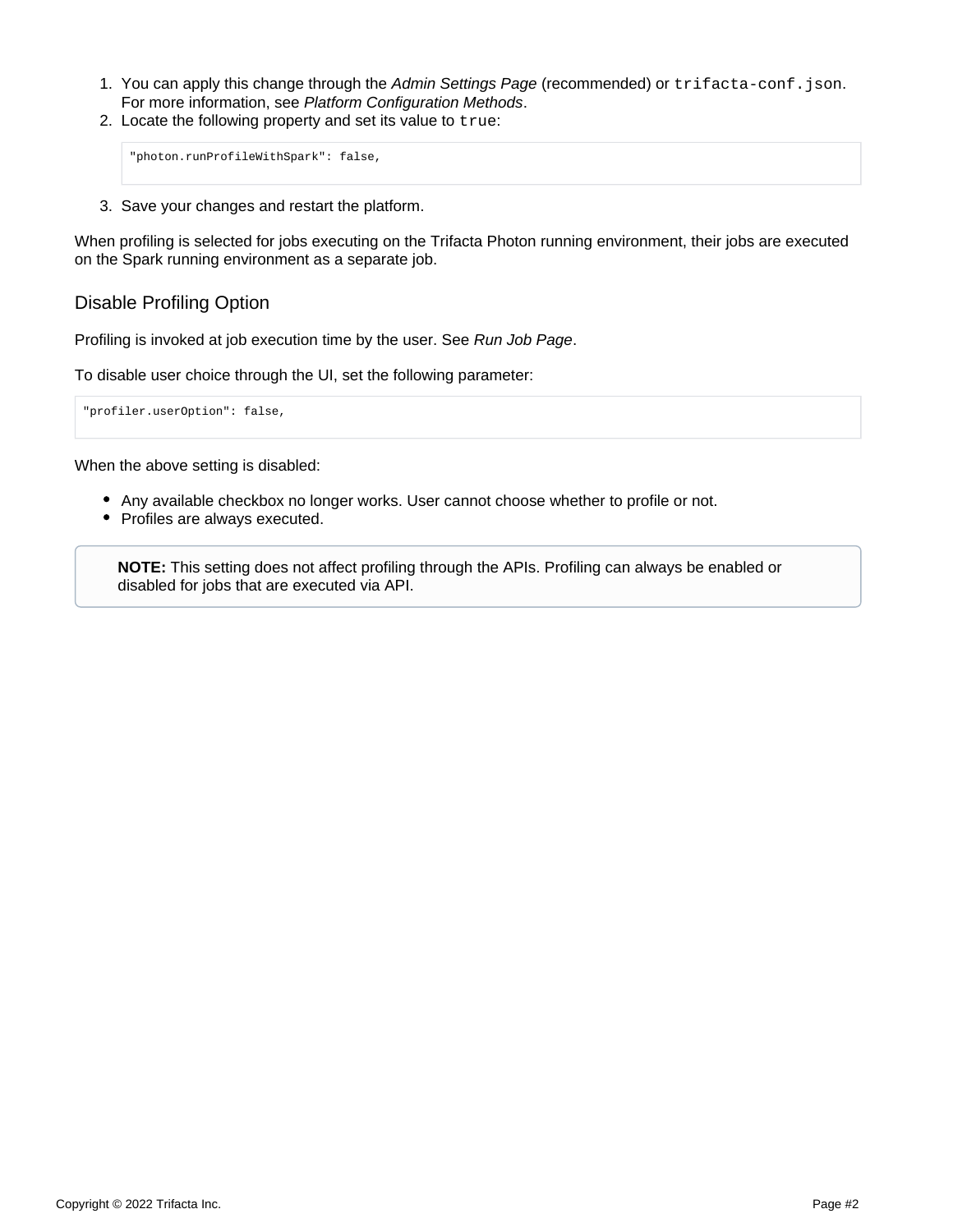1. You can apply this change through the *Admin Settings Page* (recommended) or `trifacta-conf.json`. For more information, see *Platform Configuration Methods*.
2. Locate the following property and set its value to `true`:

   ```
   "photon.runProfileWithSpark": false,
   ```

3. Save your changes and restart the platform.

When profiling is selected for jobs executing on the Trifacta Photon running environment, their jobs are executed on the Spark running environment as a separate job.

### Disable Profiling Option

Profiling is invoked at job execution time by the user. See *Run Job Page*.

To disable user choice through the UI, set the following parameter:

```
"profiler.userOption": false,
```

When the above setting is disabled:

- Any available checkbox no longer works. User cannot choose whether to profile or not.
- Profiles are always executed.

> **NOTE:** This setting does not affect profiling through the APIs. Profiling can always be enabled or disabled for jobs that are executed via API.